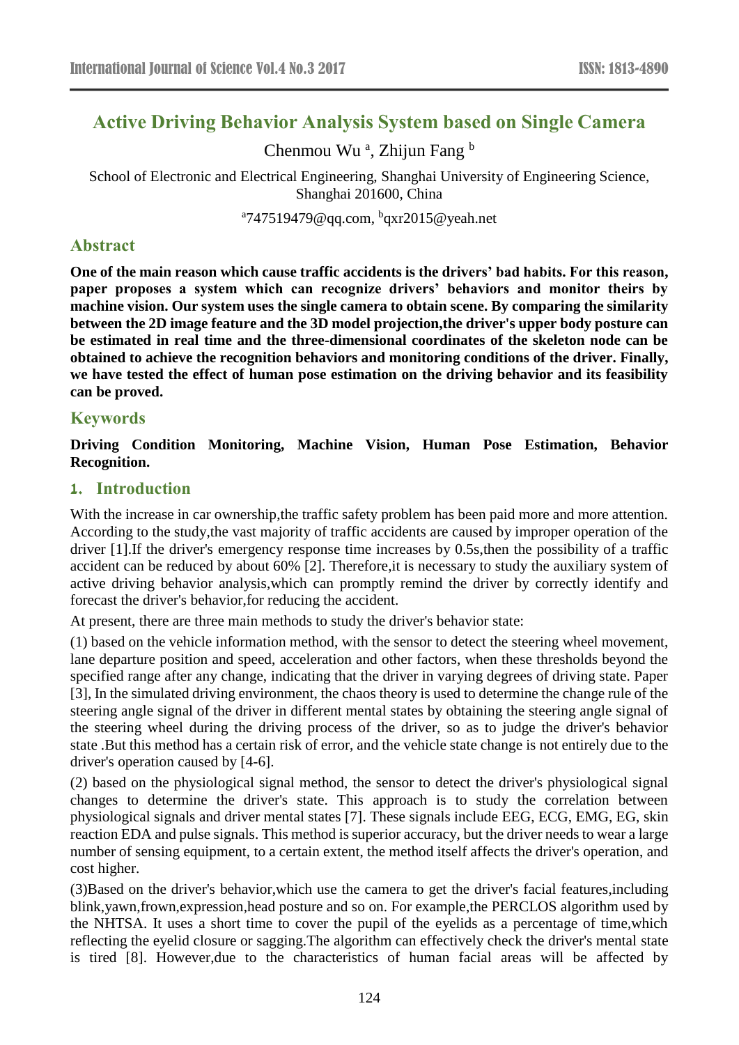# Active Driving Behavior Analysis System based on Single Camera

Chenmou Wu [a], Zhijun Fang [b]

School of Electronic and Electrical Engineering, Shanghai University of Engineering Science, Shanghai 201600, China

[a]747519479@qq.com, [b]qxr2015@yeah.net

## Abstract

**One of the main reason which cause traffic accidents is the drivers' bad habits. For this reason, paper proposes a system which can recognize drivers' behaviors and monitor theirs by machine vision. Our system uses the single camera to obtain scene. By comparing the similarity between the 2D image feature and the 3D model projection,the driver's upper body posture can be estimated in real time and the three-dimensional coordinates of the skeleton node can be obtained to achieve the recognition behaviors and monitoring conditions of the driver. Finally, we have tested the effect of human pose estimation on the driving behavior and its feasibility can be proved.**

## Keywords

**Driving Condition Monitoring, Machine Vision, Human Pose Estimation, Behavior Recognition.**

## 1. Introduction

With the increase in car ownership,the traffic safety problem has been paid more and more attention. According to the study,the vast majority of traffic accidents are caused by improper operation of the driver [1].If the driver's emergency response time increases by 0.5s,then the possibility of a traffic accident can be reduced by about 60% [2]. Therefore,it is necessary to study the auxiliary system of active driving behavior analysis,which can promptly remind the driver by correctly identify and forecast the driver's behavior,for reducing the accident.

At present, there are three main methods to study the driver's behavior state:

(1) based on the vehicle information method, with the sensor to detect the steering wheel movement, lane departure position and speed, acceleration and other factors, when these thresholds beyond the specified range after any change, indicating that the driver in varying degrees of driving state. Paper [3], In the simulated driving environment, the chaos theory is used to determine the change rule of the steering angle signal of the driver in different mental states by obtaining the steering angle signal of the steering wheel during the driving process of the driver, so as to judge the driver's behavior state .But this method has a certain risk of error, and the vehicle state change is not entirely due to the driver's operation caused by [4-6].

(2) based on the physiological signal method, the sensor to detect the driver's physiological signal changes to determine the driver's state. This approach is to study the correlation between physiological signals and driver mental states [7]. These signals include EEG, ECG, EMG, EG, skin reaction EDA and pulse signals. This method is superior accuracy, but the driver needs to wear a large number of sensing equipment, to a certain extent, the method itself affects the driver's operation, and cost higher.

(3)Based on the driver's behavior,which use the camera to get the driver's facial features,including blink,yawn,frown,expression,head posture and so on. For example,the PERCLOS algorithm used by the NHTSA. It uses a short time to cover the pupil of the eyelids as a percentage of time,which reflecting the eyelid closure or sagging.The algorithm can effectively check the driver's mental state is tired [8]. However,due to the characteristics of human facial areas will be affected by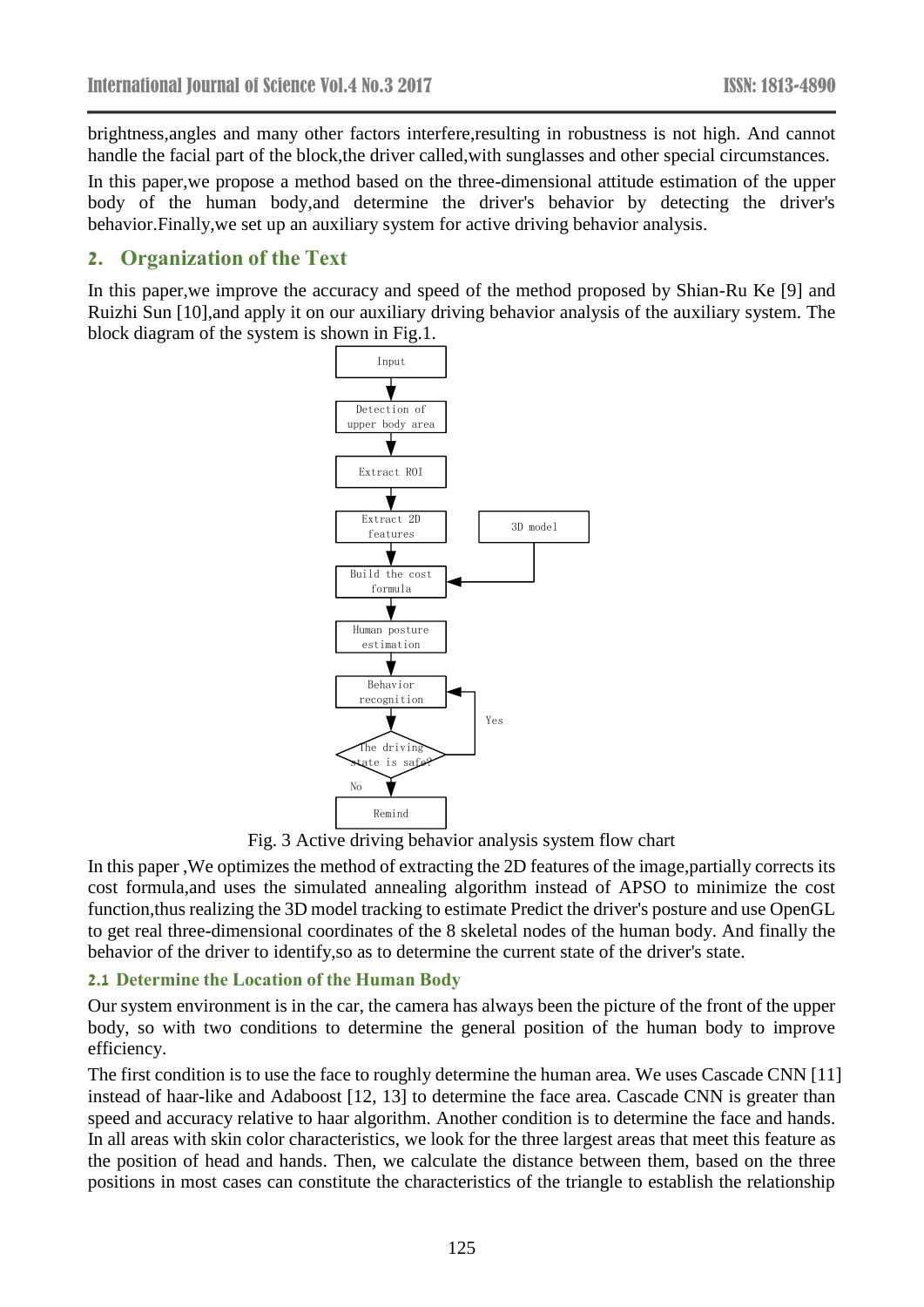brightness,angles and many other factors interfere,resulting in robustness is not high. And cannot handle the facial part of the block,the driver called,with sunglasses and other special circumstances.

In this paper,we propose a method based on the three-dimensional attitude estimation of the upper body of the human body,and determine the driver's behavior by detecting the driver's behavior.Finally,we set up an auxiliary system for active driving behavior analysis.

## 2. Organization of the Text

In this paper,we improve the accuracy and speed of the method proposed by Shian-Ru Ke [9] and Ruizhi Sun [10],and apply it on our auxiliary driving behavior analysis of the auxiliary system. The block diagram of the system is shown in Fig.1.

Input → Detection of upper body area → Extract ROI → Extract 2D features → Build the cost formula (← 3D model) → Human posture estimation → Behavior recognition → The driving state is safe? (Yes → Behavior recognition; No → Remind)

Fig. 3 Active driving behavior analysis system flow chart

In this paper ,We optimizes the method of extracting the 2D features of the image,partially corrects its cost formula,and uses the simulated annealing algorithm instead of APSO to minimize the cost function,thus realizing the 3D model tracking to estimate Predict the driver's posture and use OpenGL to get real three-dimensional coordinates of the 8 skeletal nodes of the human body. And finally the behavior of the driver to identify,so as to determine the current state of the driver's state.

### 2.1 Determine the Location of the Human Body

Our system environment is in the car, the camera has always been the picture of the front of the upper body, so with two conditions to determine the general position of the human body to improve efficiency.

The first condition is to use the face to roughly determine the human area. We uses Cascade CNN [11] instead of haar-like and Adaboost [12, 13] to determine the face area. Cascade CNN is greater than speed and accuracy relative to haar algorithm. Another condition is to determine the face and hands. In all areas with skin color characteristics, we look for the three largest areas that meet this feature as the position of head and hands. Then, we calculate the distance between them, based on the three positions in most cases can constitute the characteristics of the triangle to establish the relationship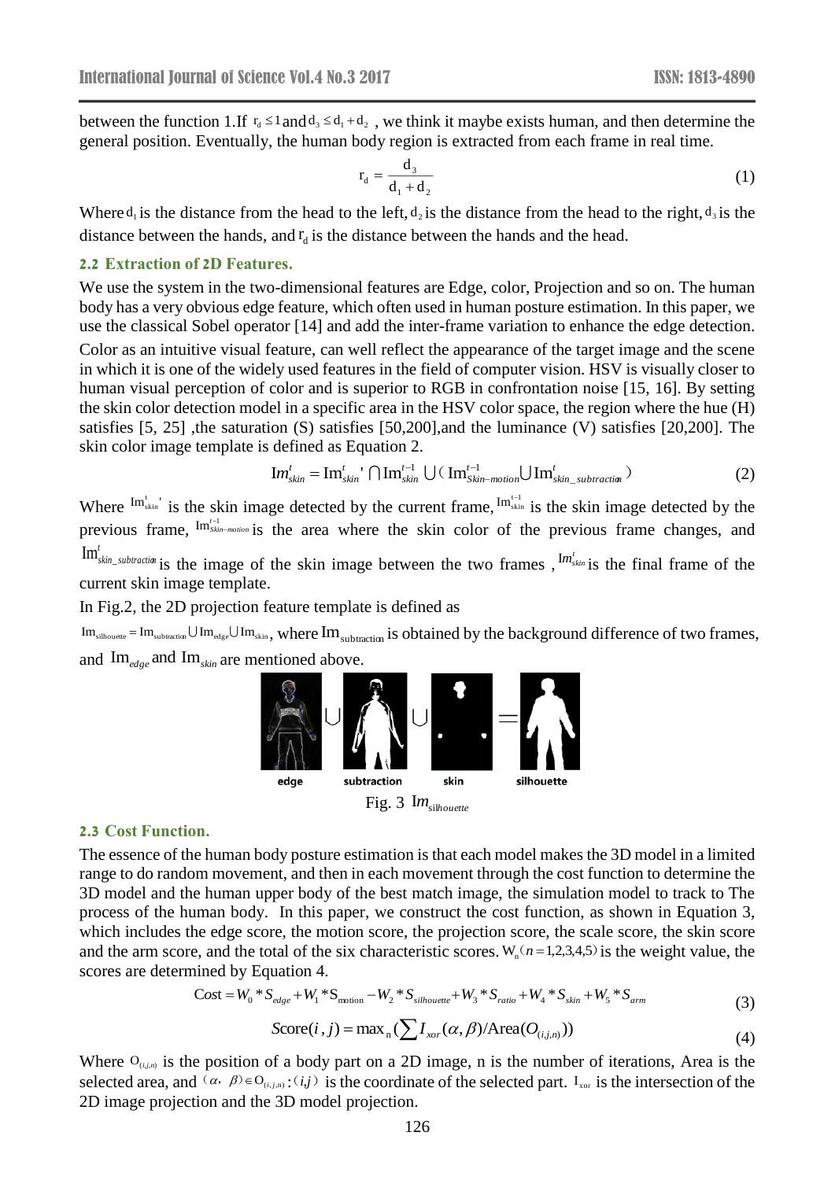between the function 1.If $r_d \le 1$ and $d_3 \le d_1 + d_2$ , we think it maybe exists human, and then determine the general position. Eventually, the human body region is extracted from each frame in real time.

$$r_d = \frac{d_3}{d_1 + d_2} \tag{1}$$

Where $d_1$ is the distance from the head to the left, $d_2$ is the distance from the head to the right, $d_3$ is the distance between the hands, and $r_d$ is the distance between the hands and the head.

### 2.2 Extraction of 2D Features.

We use the system in the two-dimensional features are Edge, color, Projection and so on. The human body has a very obvious edge feature, which often used in human posture estimation. In this paper, we use the classical Sobel operator [14] and add the inter-frame variation to enhance the edge detection.

Color as an intuitive visual feature, can well reflect the appearance of the target image and the scene in which it is one of the widely used features in the field of computer vision. HSV is visually closer to human visual perception of color and is superior to RGB in confrontation noise [15, 16]. By setting the skin color detection model in a specific area in the HSV color space, the region where the hue (H) satisfies [5, 25] ,the saturation (S) satisfies [50,200],and the luminance (V) satisfies [20,200]. The skin color image template is defined as Equation 2.

$$Im_{skin}^{t} = Im_{skin}^{t}{}' \cap Im_{skin}^{t-1} \cup ( Im_{Skin-motion}^{t-1} \cup Im_{skin\_subtraction}^{t} ) \tag{2}$$

Where $Im_{skin}^{t}{}'$ is the skin image detected by the current frame, $Im_{skin}^{t-1}$ is the skin image detected by the previous frame, $Im_{Skin-motion}^{t-1}$ is the area where the skin color of the previous frame changes, and $Im_{skin\_subtraction}^{t}$ is the image of the skin image between the two frames , $Im_{skin}^{t}$ is the final frame of the current skin image template.

In Fig.2, the 2D projection feature template is defined as

$Im_{silhouette} = Im_{subtraction} \cup Im_{edge} \cup Im_{skin}$, where $Im_{subtraction}$ is obtained by the background difference of two frames, and $Im_{edge}$ and $Im_{skin}$ are mentioned above.

edge ∪ subtraction ∪ skin = silhouette

Fig. 3 $Im_{silhouette}$

### 2.3 Cost Function.

The essence of the human body posture estimation is that each model makes the 3D model in a limited range to do random movement, and then in each movement through the cost function to determine the 3D model and the human upper body of the best match image, the simulation model to track to The process of the human body. In this paper, we construct the cost function, as shown in Equation 3, which includes the edge score, the motion score, the projection score, the scale score, the skin score and the arm score, and the total of the six characteristic scores. $W_n (n = 1,2,3,4,5)$ is the weight value, the scores are determined by Equation 4.

$$Cost = W_0 * S_{edge} + W_1 * S_{motion} - W_2 * S_{silhouette} + W_3 * S_{ratio} + W_4 * S_{skin} + W_5 * S_{arm} \tag{3}$$

$$Score(i, j) = \max_n (\sum I_{xor}(\alpha, \beta) / Area(O_{(i,j,n)})) \tag{4}$$

Where $O_{(i,j,n)}$ is the position of a body part on a 2D image, n is the number of iterations, Area is the selected area, and $(\alpha, \beta) \in O_{(i,j,n)} : (i,j)$ is the coordinate of the selected part. $I_{xor}$ is the intersection of the 2D image projection and the 3D model projection.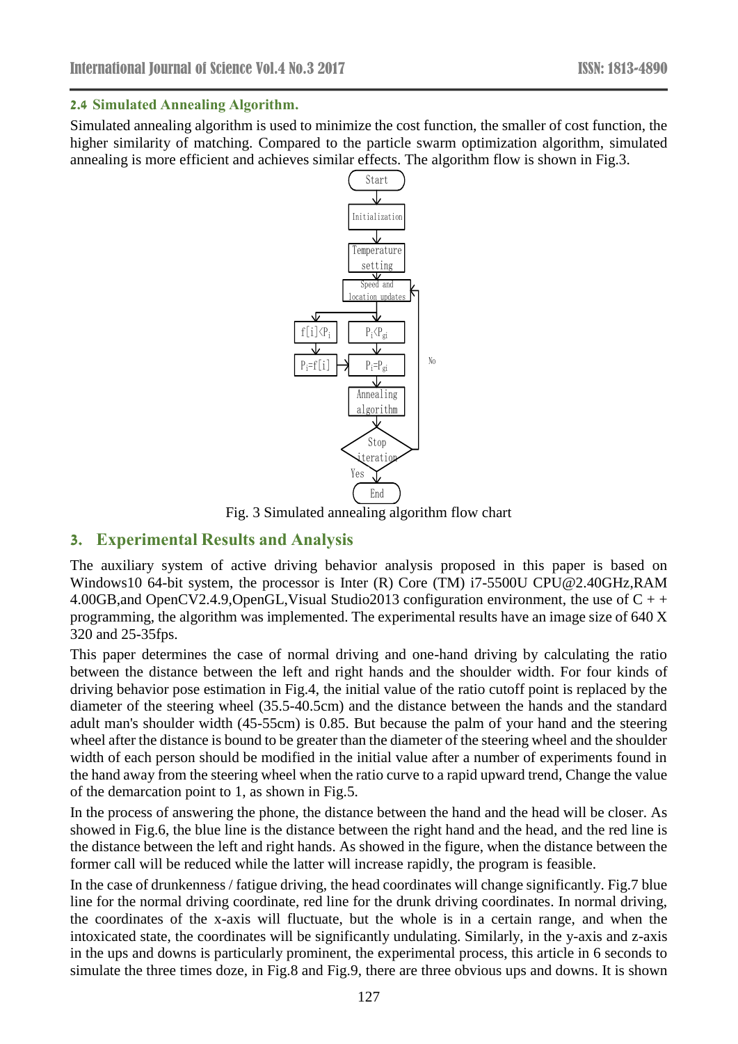### 2.4 Simulated Annealing Algorithm.

Simulated annealing algorithm is used to minimize the cost function, the smaller of cost function, the higher similarity of matching. Compared to the particle swarm optimization algorithm, simulated annealing is more efficient and achieves similar effects. The algorithm flow is shown in Fig.3.

Fig. 3 Simulated annealing algorithm flow chart

## 3. Experimental Results and Analysis

The auxiliary system of active driving behavior analysis proposed in this paper is based on Windows10 64-bit system, the processor is Inter (R) Core (TM) i7-5500U CPU@2.40GHz,RAM 4.00GB,and OpenCV2.4.9,OpenGL,Visual Studio2013 configuration environment, the use of C + + programming, the algorithm was implemented. The experimental results have an image size of 640 X 320 and 25-35fps.

This paper determines the case of normal driving and one-hand driving by calculating the ratio between the distance between the left and right hands and the shoulder width. For four kinds of driving behavior pose estimation in Fig.4, the initial value of the ratio cutoff point is replaced by the diameter of the steering wheel (35.5-40.5cm) and the distance between the hands and the standard adult man's shoulder width (45-55cm) is 0.85. But because the palm of your hand and the steering wheel after the distance is bound to be greater than the diameter of the steering wheel and the shoulder width of each person should be modified in the initial value after a number of experiments found in the hand away from the steering wheel when the ratio curve to a rapid upward trend, Change the value of the demarcation point to 1, as shown in Fig.5.

In the process of answering the phone, the distance between the hand and the head will be closer. As showed in Fig.6, the blue line is the distance between the right hand and the head, and the red line is the distance between the left and right hands. As showed in the figure, when the distance between the former call will be reduced while the latter will increase rapidly, the program is feasible.

In the case of drunkenness / fatigue driving, the head coordinates will change significantly. Fig.7 blue line for the normal driving coordinate, red line for the drunk driving coordinates. In normal driving, the coordinates of the x-axis will fluctuate, but the whole is in a certain range, and when the intoxicated state, the coordinates will be significantly undulating. Similarly, in the y-axis and z-axis in the ups and downs is particularly prominent, the experimental process, this article in 6 seconds to simulate the three times doze, in Fig.8 and Fig.9, there are three obvious ups and downs. It is shown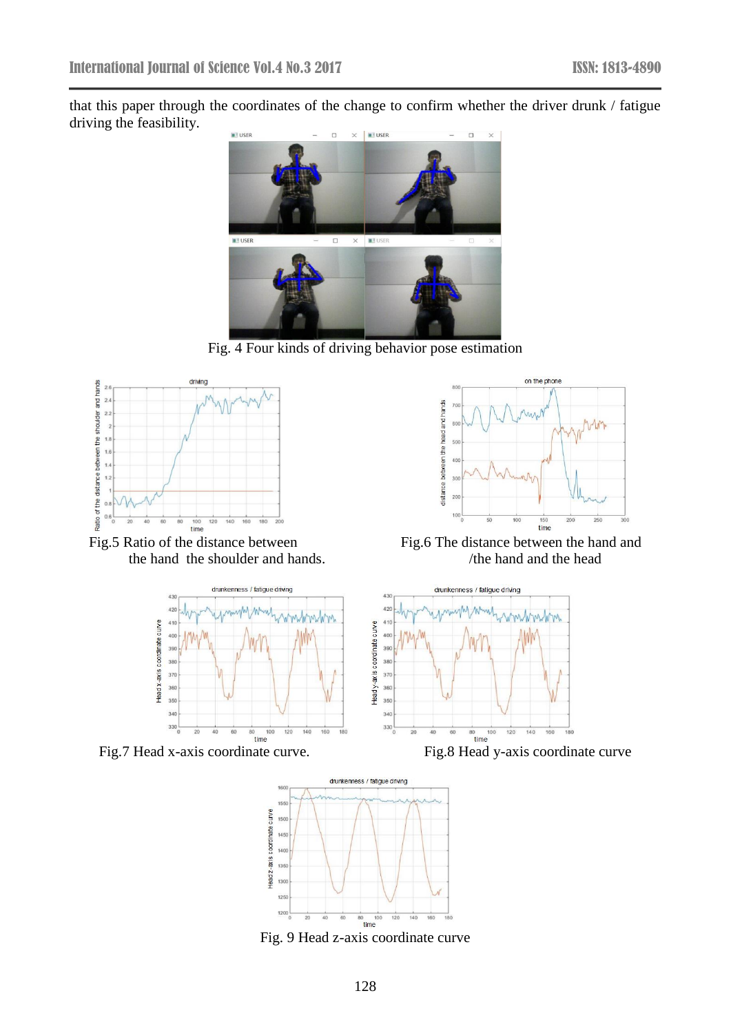that this paper through the coordinates of the change to confirm whether the driver drunk / fatigue driving the feasibility.

Fig. 4 Four kinds of driving behavior pose estimation

Fig.5 Ratio of the distance between the hand the shoulder and hands.

Fig.6 The distance between the hand and /the hand and the head

Fig.7 Head x-axis coordinate curve.

Fig.8 Head y-axis coordinate curve

Fig. 9 Head z-axis coordinate curve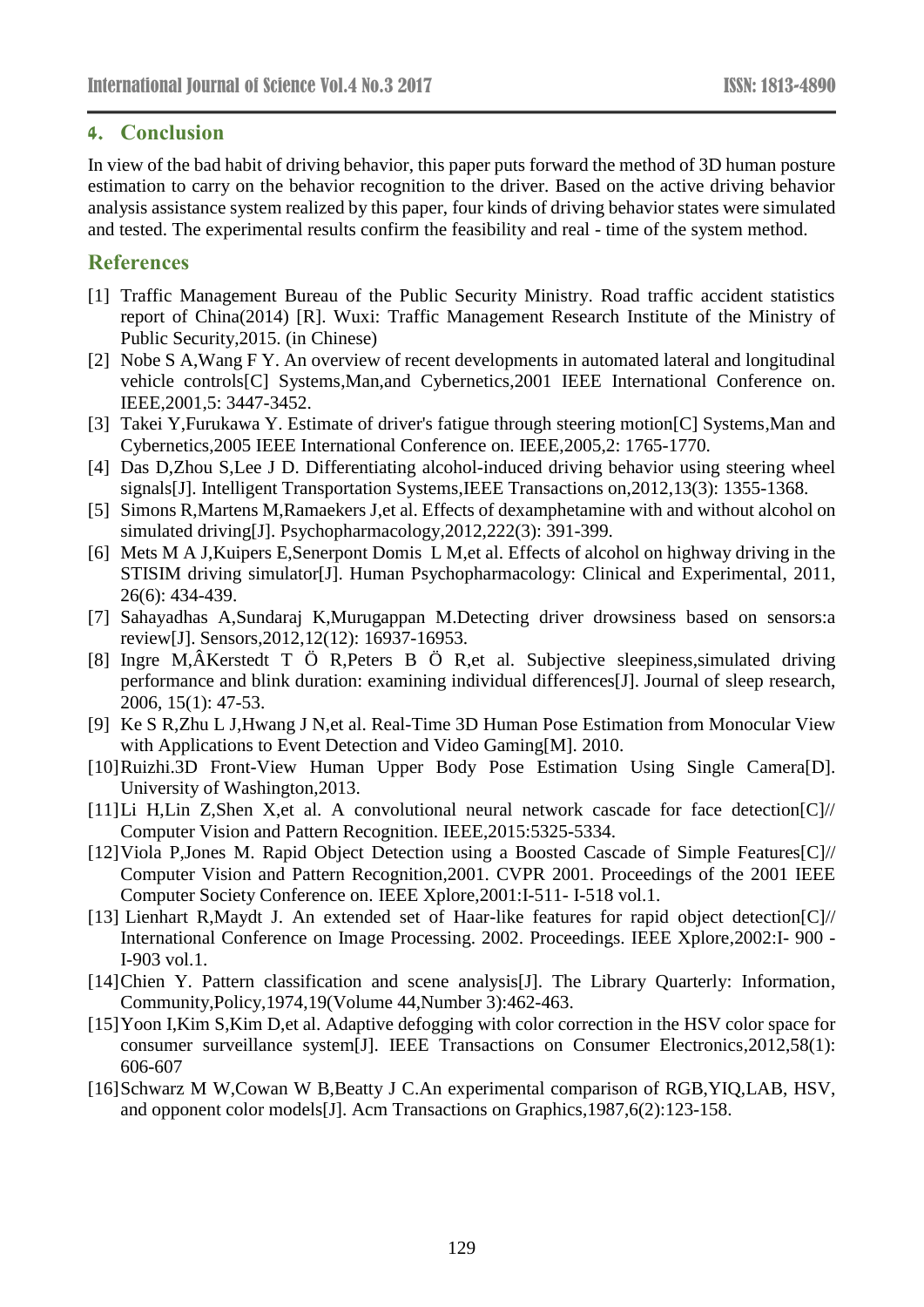## 4. Conclusion

In view of the bad habit of driving behavior, this paper puts forward the method of 3D human posture estimation to carry on the behavior recognition to the driver. Based on the active driving behavior analysis assistance system realized by this paper, four kinds of driving behavior states were simulated and tested. The experimental results confirm the feasibility and real - time of the system method.

## References

[1] Traffic Management Bureau of the Public Security Ministry. Road traffic accident statistics report of China(2014) [R]. Wuxi: Traffic Management Research Institute of the Ministry of Public Security,2015. (in Chinese)

[2] Nobe S A,Wang F Y. An overview of recent developments in automated lateral and longitudinal vehicle controls[C] Systems,Man,and Cybernetics,2001 IEEE International Conference on. IEEE,2001,5: 3447-3452.

[3] Takei Y,Furukawa Y. Estimate of driver's fatigue through steering motion[C] Systems,Man and Cybernetics,2005 IEEE International Conference on. IEEE,2005,2: 1765-1770.

[4] Das D,Zhou S,Lee J D. Differentiating alcohol-induced driving behavior using steering wheel signals[J]. Intelligent Transportation Systems,IEEE Transactions on,2012,13(3): 1355-1368.

[5] Simons R,Martens M,Ramaekers J,et al. Effects of dexamphetamine with and without alcohol on simulated driving[J]. Psychopharmacology,2012,222(3): 391-399.

[6] Mets M A J,Kuipers E,Senerpont Domis L M,et al. Effects of alcohol on highway driving in the STISIM driving simulator[J]. Human Psychopharmacology: Clinical and Experimental, 2011, 26(6): 434-439.

[7] Sahayadhas A,Sundaraj K,Murugappan M.Detecting driver drowsiness based on sensors:a review[J]. Sensors,2012,12(12): 16937-16953.

[8] Ingre M,ÂKerstedt T Ö R,Peters B Ö R,et al. Subjective sleepiness,simulated driving performance and blink duration: examining individual differences[J]. Journal of sleep research, 2006, 15(1): 47-53.

[9] Ke S R,Zhu L J,Hwang J N,et al. Real-Time 3D Human Pose Estimation from Monocular View with Applications to Event Detection and Video Gaming[M]. 2010.

[10] Ruizhi.3D Front-View Human Upper Body Pose Estimation Using Single Camera[D]. University of Washington,2013.

[11] Li H,Lin Z,Shen X,et al. A convolutional neural network cascade for face detection[C]// Computer Vision and Pattern Recognition. IEEE,2015:5325-5334.

[12] Viola P,Jones M. Rapid Object Detection using a Boosted Cascade of Simple Features[C]// Computer Vision and Pattern Recognition,2001. CVPR 2001. Proceedings of the 2001 IEEE Computer Society Conference on. IEEE Xplore,2001:I-511- I-518 vol.1.

[13] Lienhart R,Maydt J. An extended set of Haar-like features for rapid object detection[C]// International Conference on Image Processing. 2002. Proceedings. IEEE Xplore,2002:I- 900 - I-903 vol.1.

[14] Chien Y. Pattern classification and scene analysis[J]. The Library Quarterly: Information, Community,Policy,1974,19(Volume 44,Number 3):462-463.

[15] Yoon I,Kim S,Kim D,et al. Adaptive defogging with color correction in the HSV color space for consumer surveillance system[J]. IEEE Transactions on Consumer Electronics,2012,58(1): 606-607

[16] Schwarz M W,Cowan W B,Beatty J C.An experimental comparison of RGB,YIQ,LAB, HSV, and opponent color models[J]. Acm Transactions on Graphics,1987,6(2):123-158.